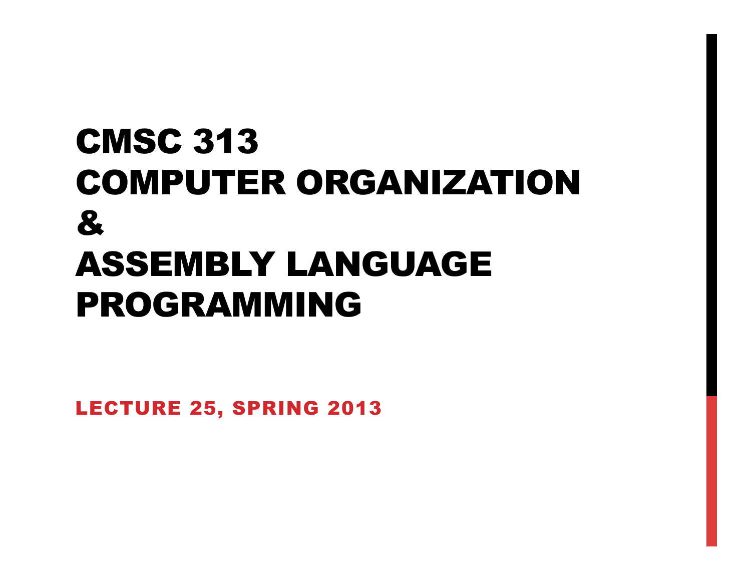# CMSC 313 COMPUTER ORGANIZATION & ASSEMBLY LANGUAGE PROGRAMMING

LECTURE 25, SPRING 2013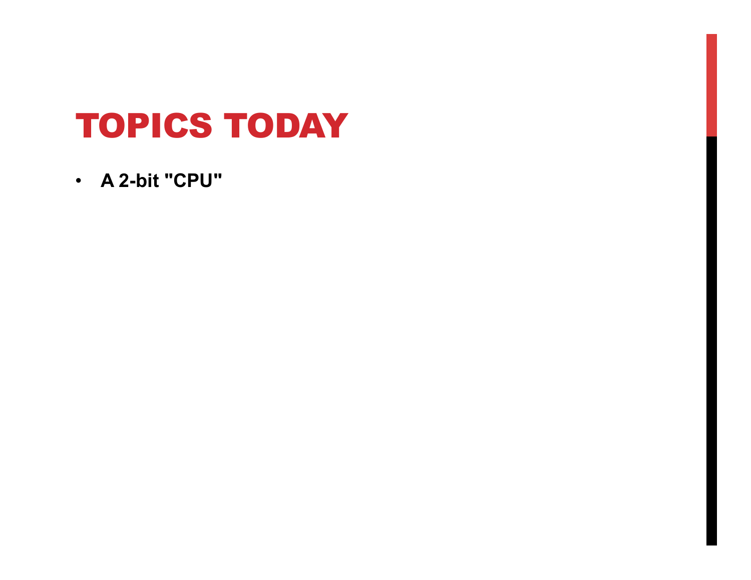# TOPICS TODAY

- **A 2-bit "CPU"**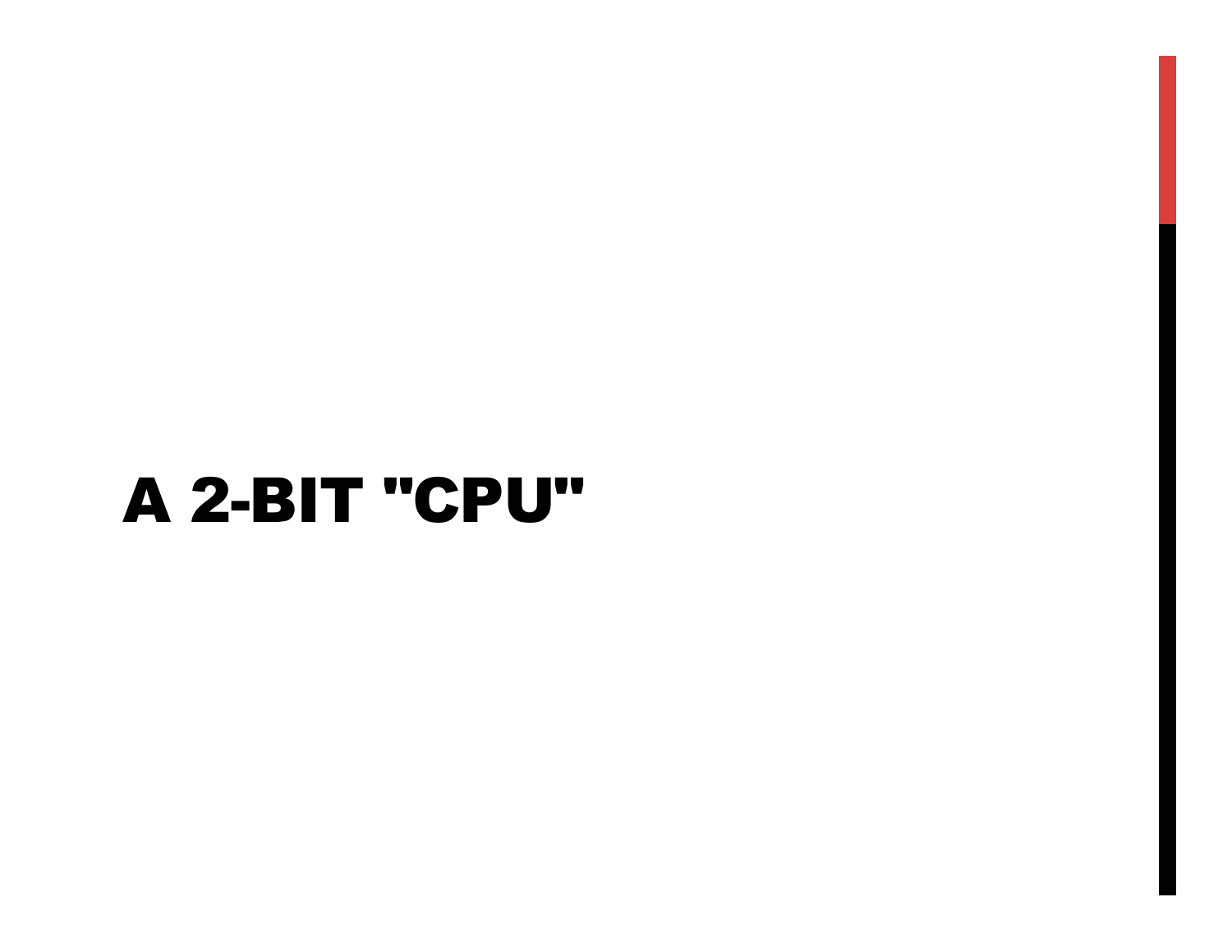# A 2-BIT "CPU"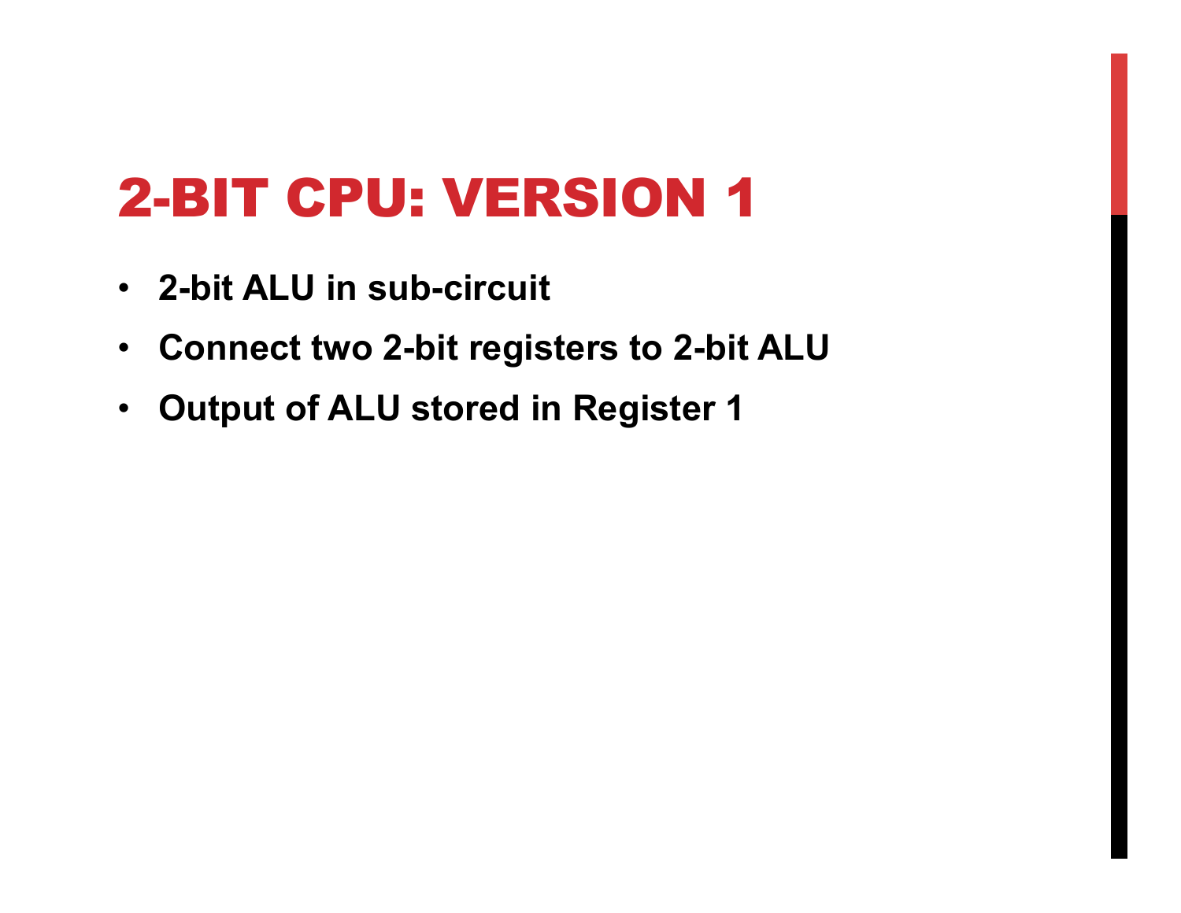# 2-BIT CPU: VERSION 1

- **2-bit ALU in sub-circuit**
- **Connect two 2-bit registers to 2-bit ALU**
- **Output of ALU stored in Register 1**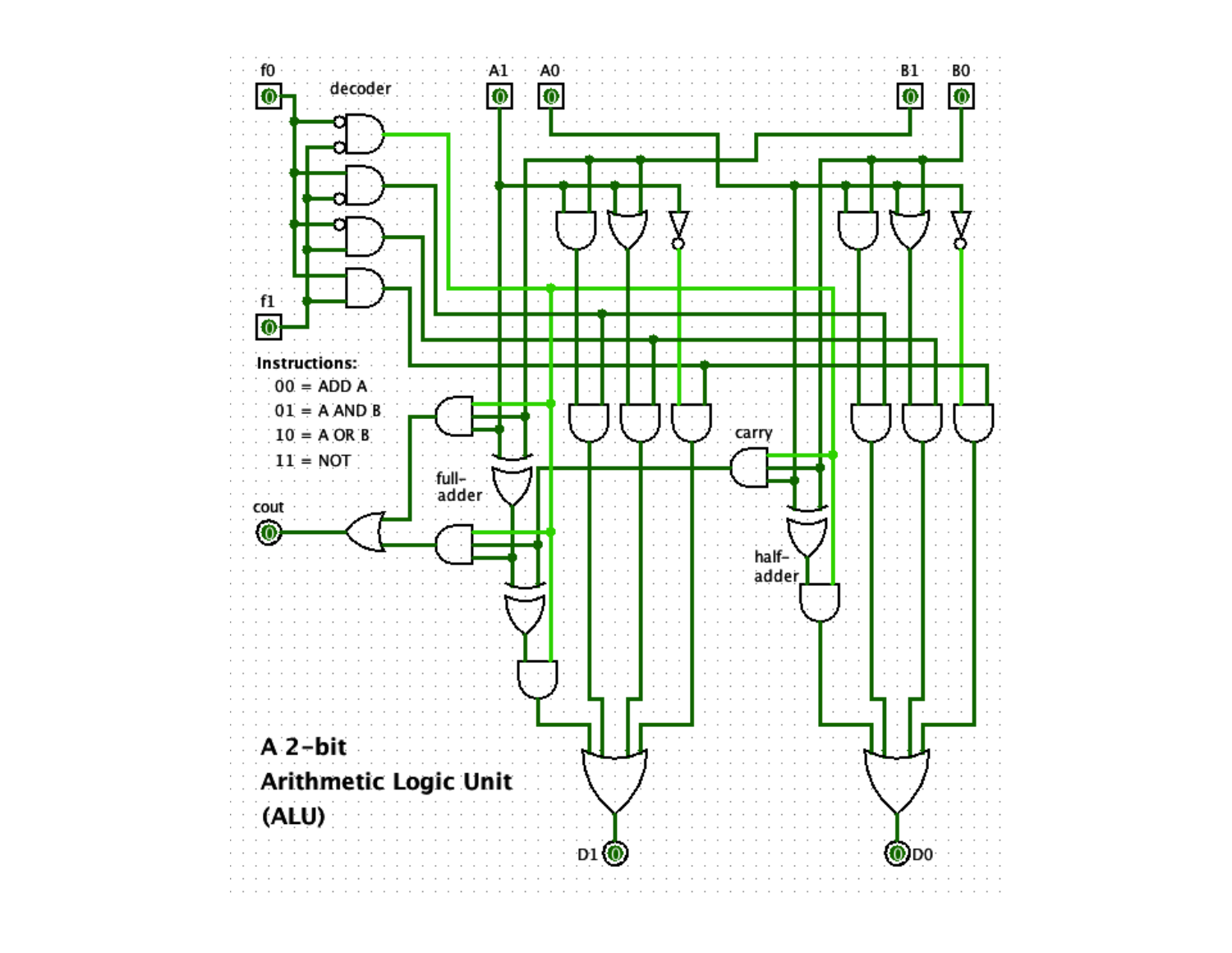f0

decoder

A1 A0 B1 B0

f1

**Instructions:**

00 = ADD A

01 = A AND B

10 = A OR B

11 = NOT

cout

full-adder

carry

half-adder

D1 D0

**A 2-bit Arithmetic Logic Unit (ALU)**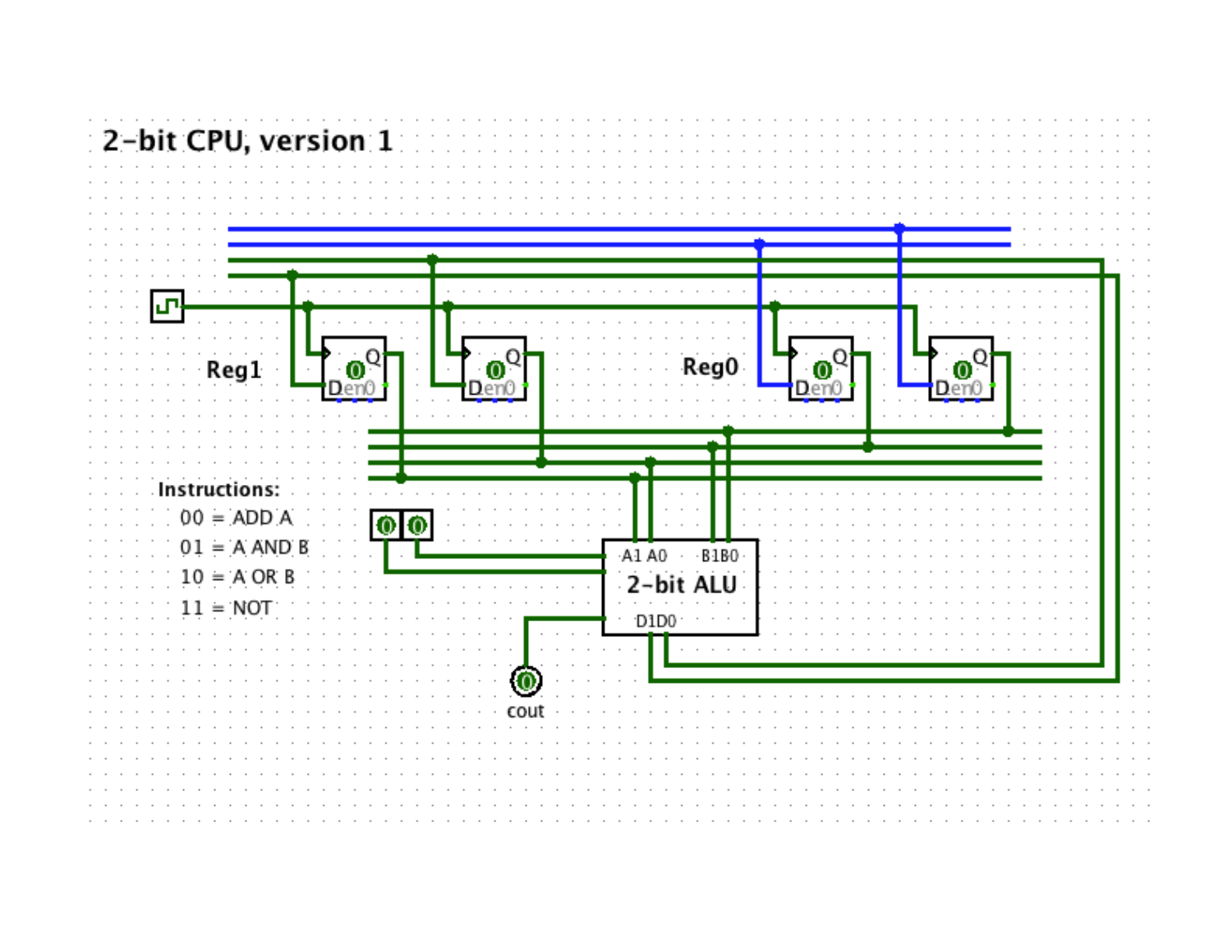# 2-bit CPU, version 1

Reg1

Reg0

Instructions:

- 00 = ADD A
- 01 = A AND B
- 10 = A OR B
- 11 = NOT

2-bit ALU

A1 A0 B1 B0

D1 D0

cout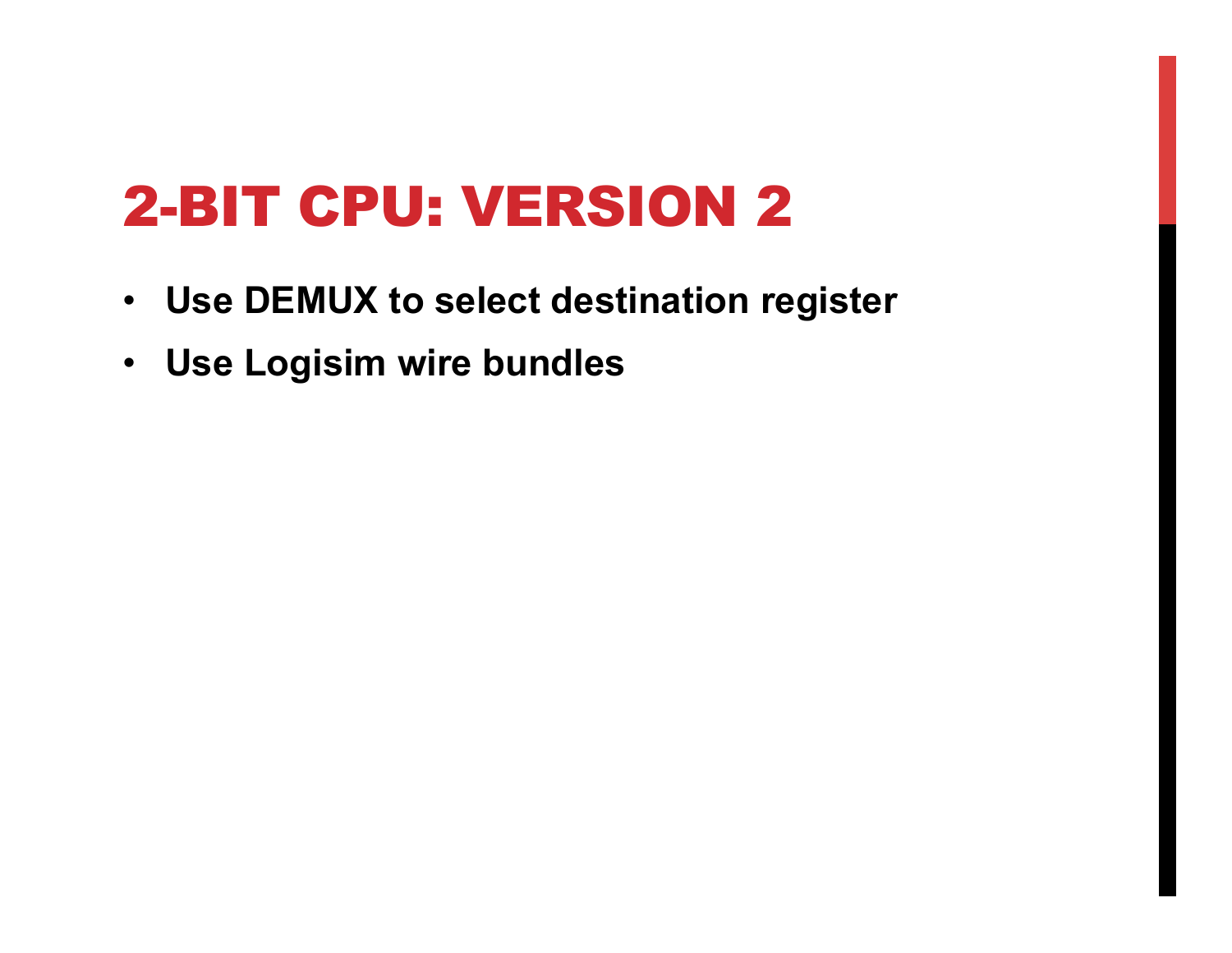# 2-BIT CPU: VERSION 2

- **Use DEMUX to select destination register**
- **Use Logisim wire bundles**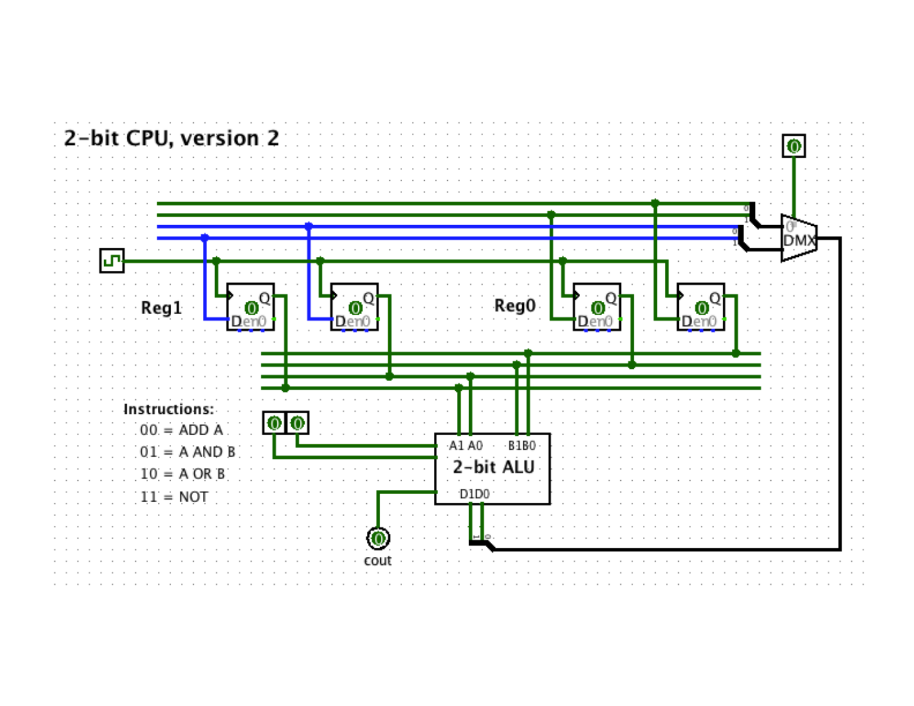# 2-bit CPU, version 2

Reg1

Reg0

Instructions:

00 = ADD A

01 = A AND B

10 = A OR B

11 = NOT

2-bit ALU

cout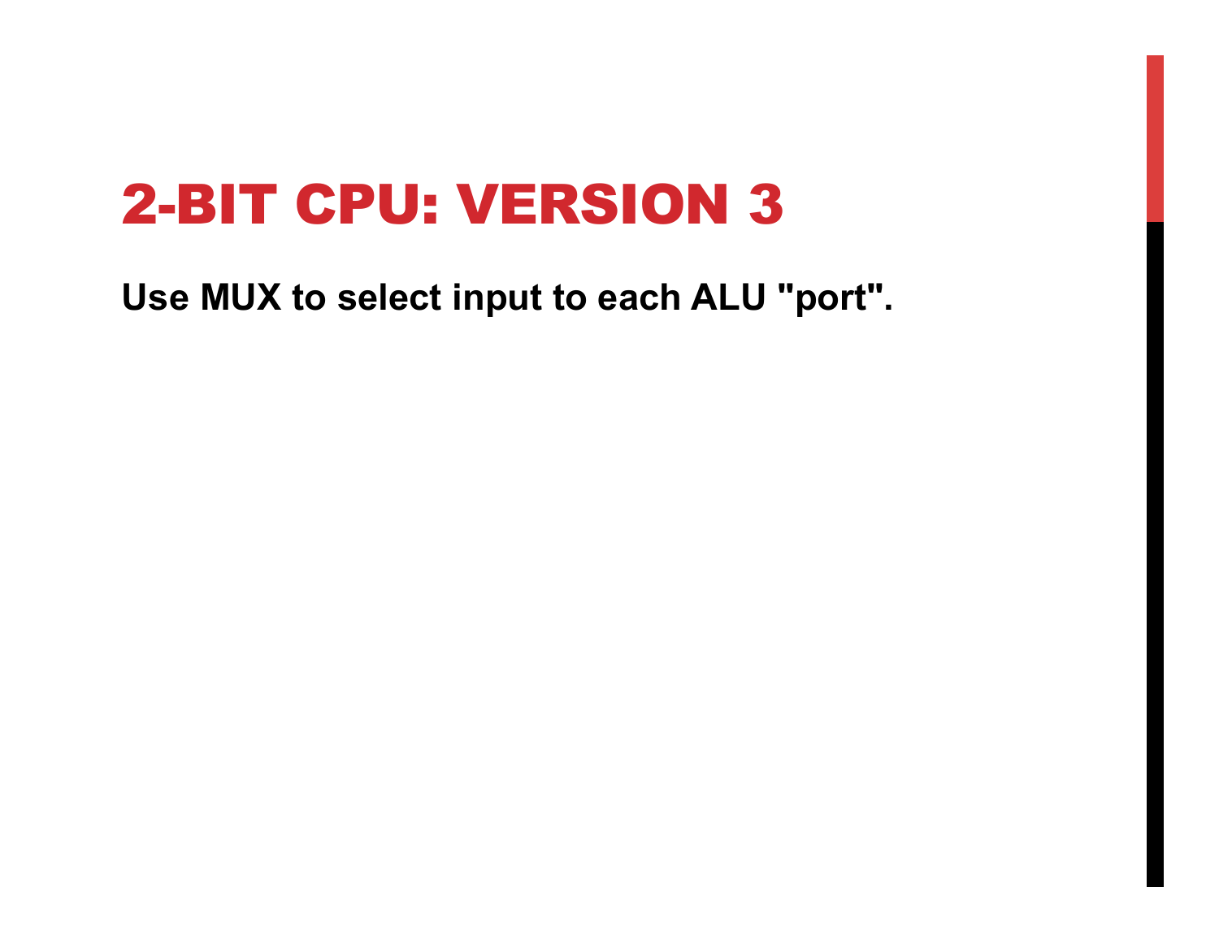# 2-BIT CPU: VERSION 3

**Use MUX to select input to each ALU "port".**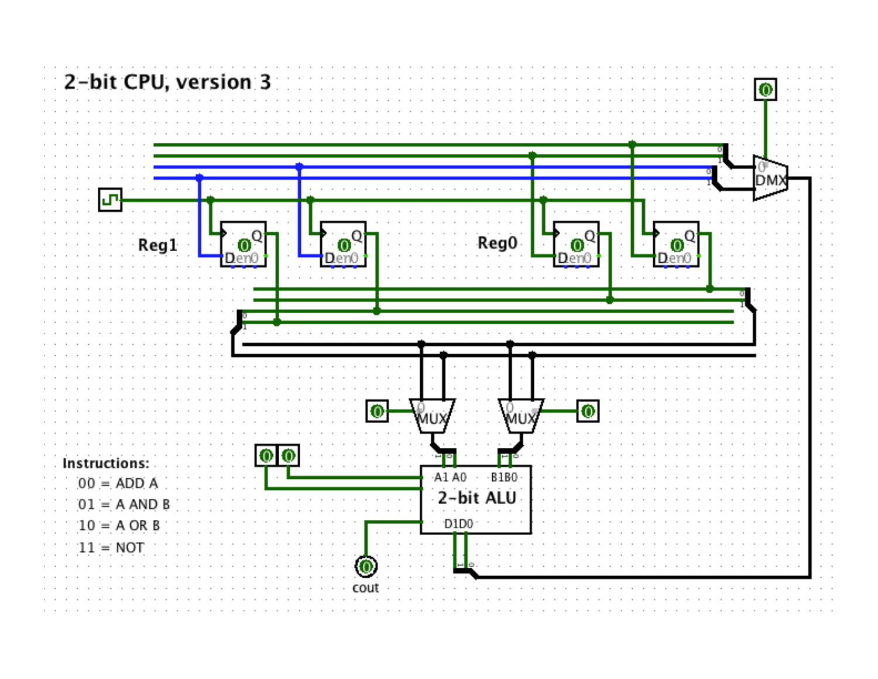# 2-bit CPU, version 3

**Instructions:**

- 00 = ADD A
- 01 = A AND B
- 10 = A OR B
- 11 = NOT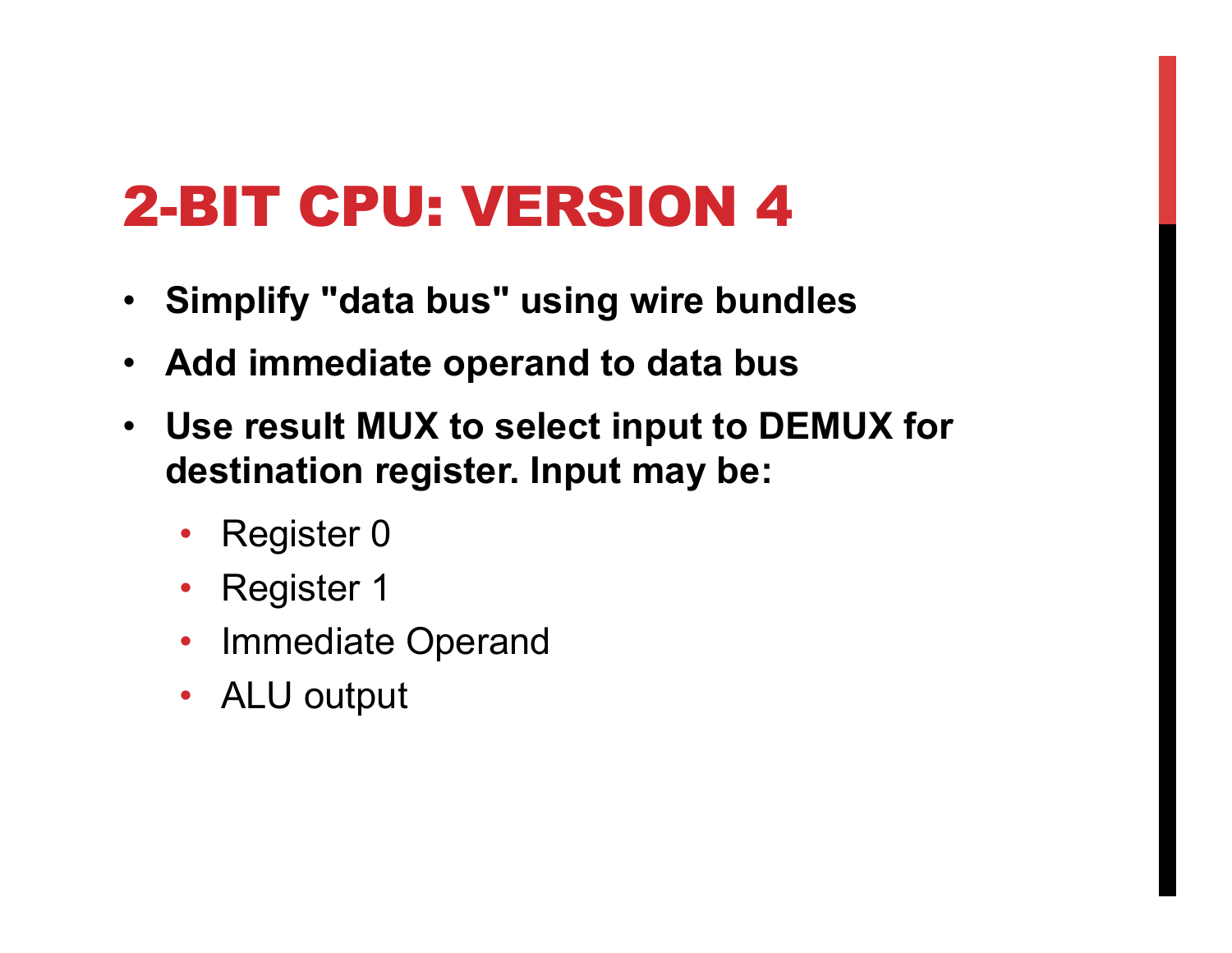# 2-BIT CPU: VERSION 4

- **Simplify "data bus" using wire bundles**
- **Add immediate operand to data bus**
- **Use result MUX to select input to DEMUX for destination register. Input may be:**
  - Register 0
  - Register 1
  - Immediate Operand
  - ALU output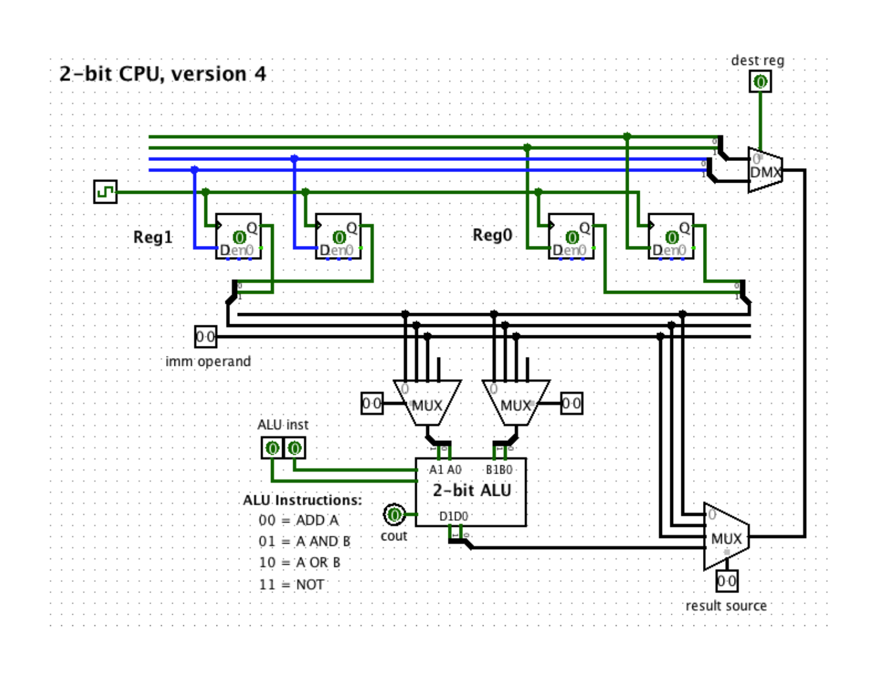# 2-bit CPU, version 4

dest reg

Reg1

Reg0

imm operand

ALU inst

2-bit ALU

cout

**ALU Instructions:**

00 = ADD A
01 = A AND B
10 = A OR B
11 = NOT

result source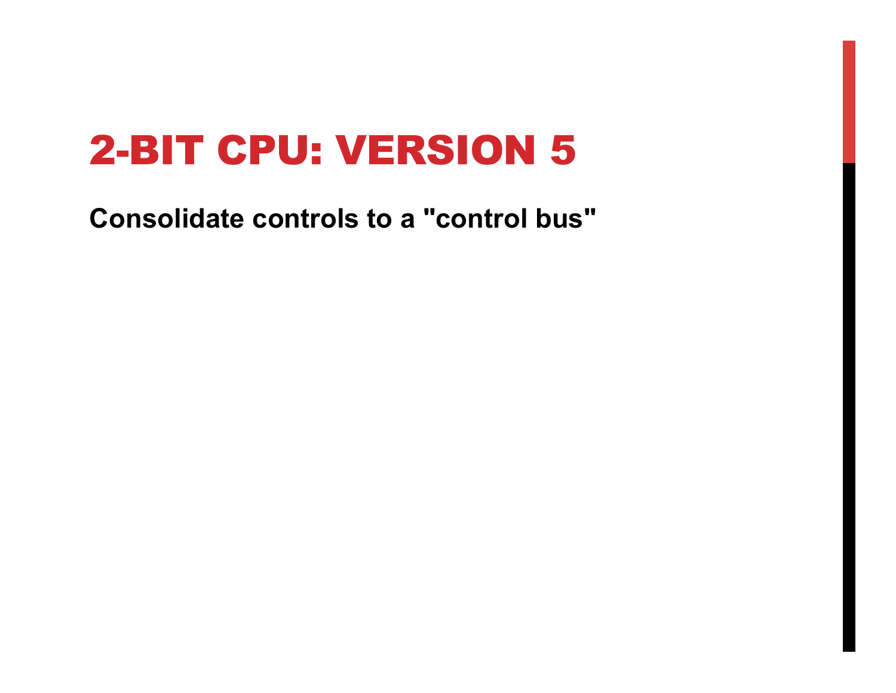# 2-BIT CPU: VERSION 5

**Consolidate controls to a "control bus"**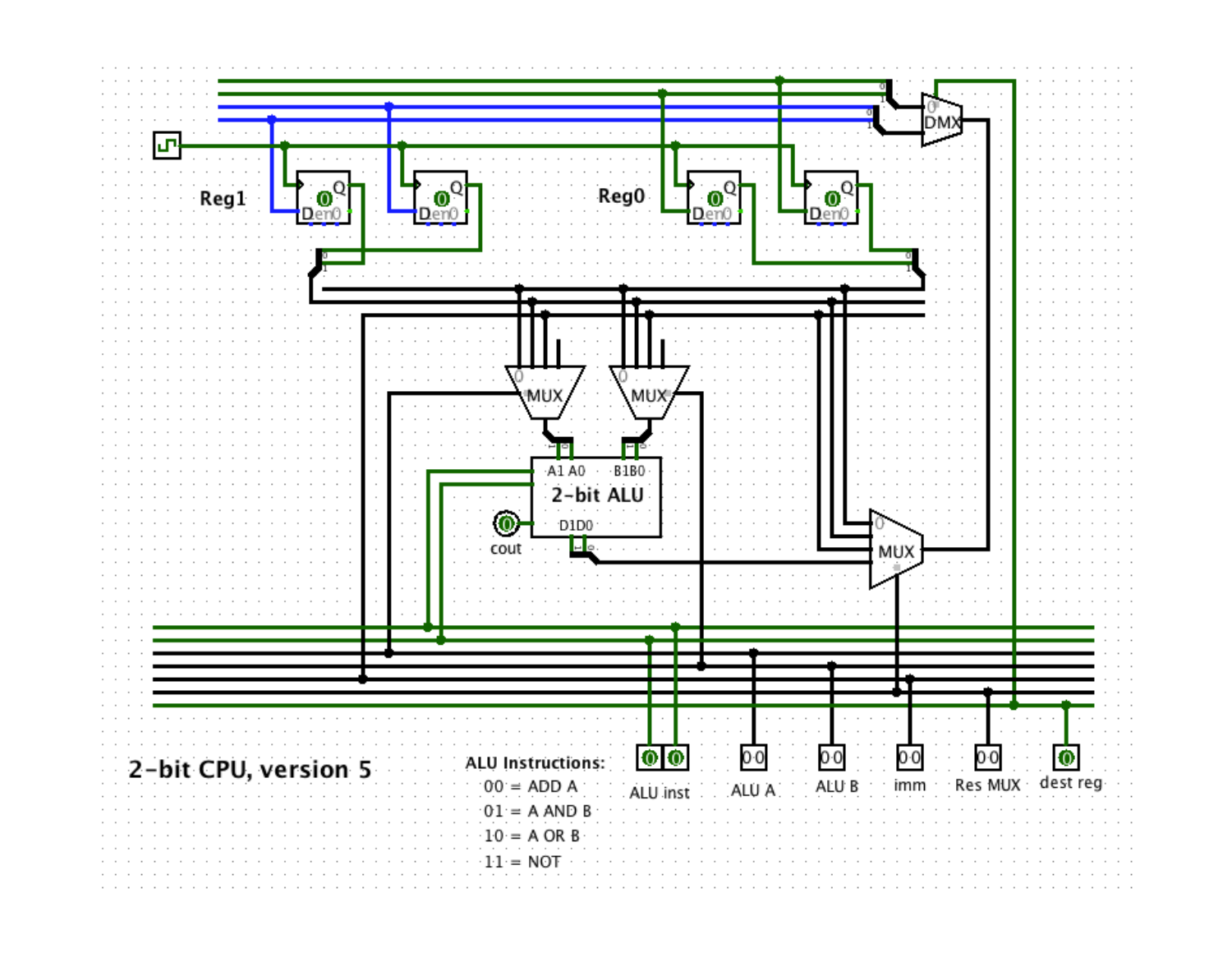Reg1

Reg0

DMX

MUX

MUX

2-bit ALU

MUX

cout

**2-bit CPU, version 5**

**ALU Instructions:**

- 00 = ADD A
- 01 = A AND B
- 10 = A OR B
- 11 = NOT

ALU inst

ALU A

ALU B

imm

Res MUX

dest reg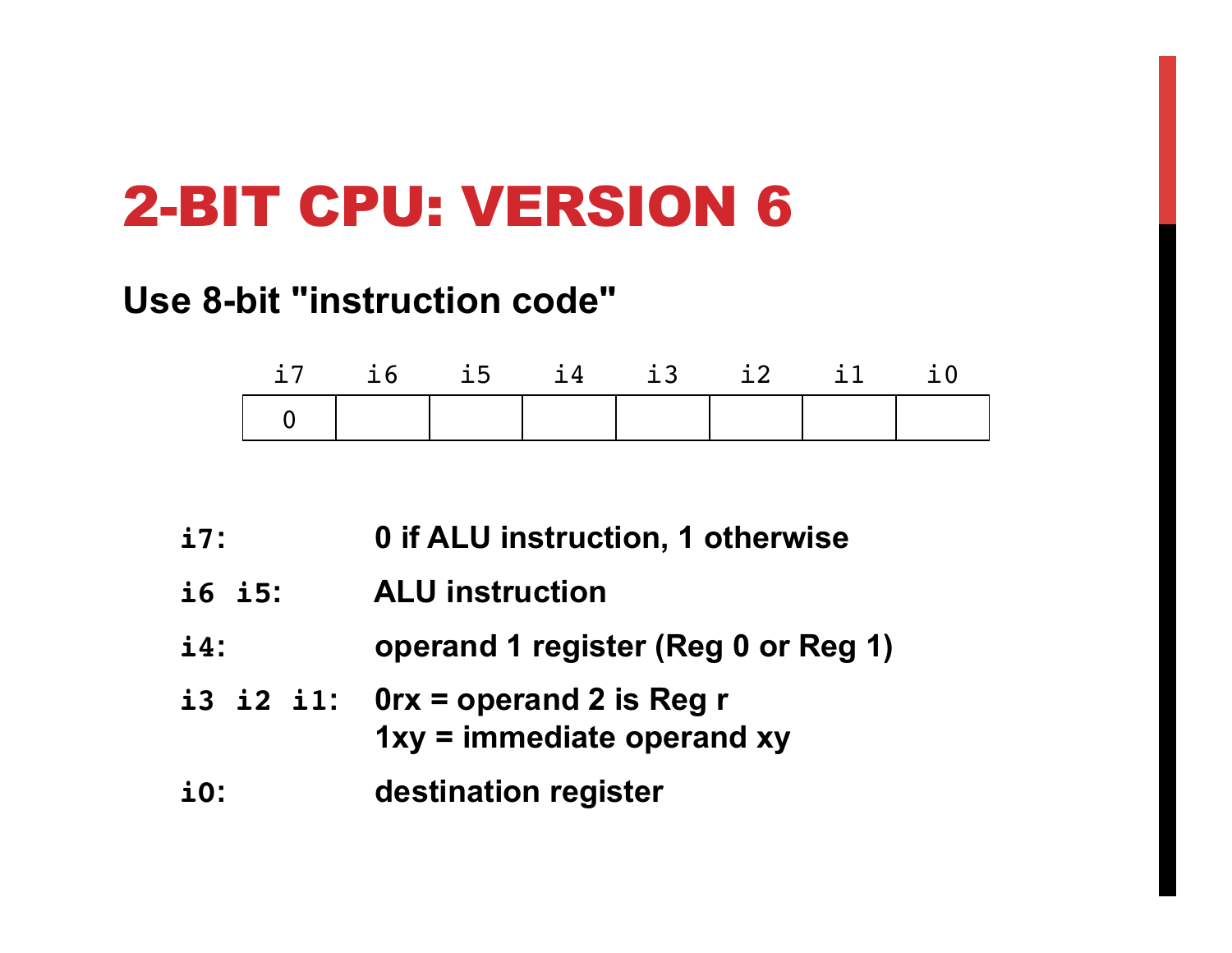# 2-BIT CPU: VERSION 6

**Use 8-bit "instruction code"**

| i7 | i6 | i5 | i4 | i3 | i2 | i1 | i0 |
|---|---|---|---|---|---|---|---|
| 0 | | | | | | | |

| | |
|---|---|
| `i7`: | **0 if ALU instruction, 1 otherwise** |
| `i6 i5`: | **ALU instruction** |
| `i4`: | **operand 1 register (Reg 0 or Reg 1)** |
| `i3 i2 i1`: | **0rx = operand 2 is Reg r**<br>**1xy = immediate operand xy** |
| `i0`: | **destination register** |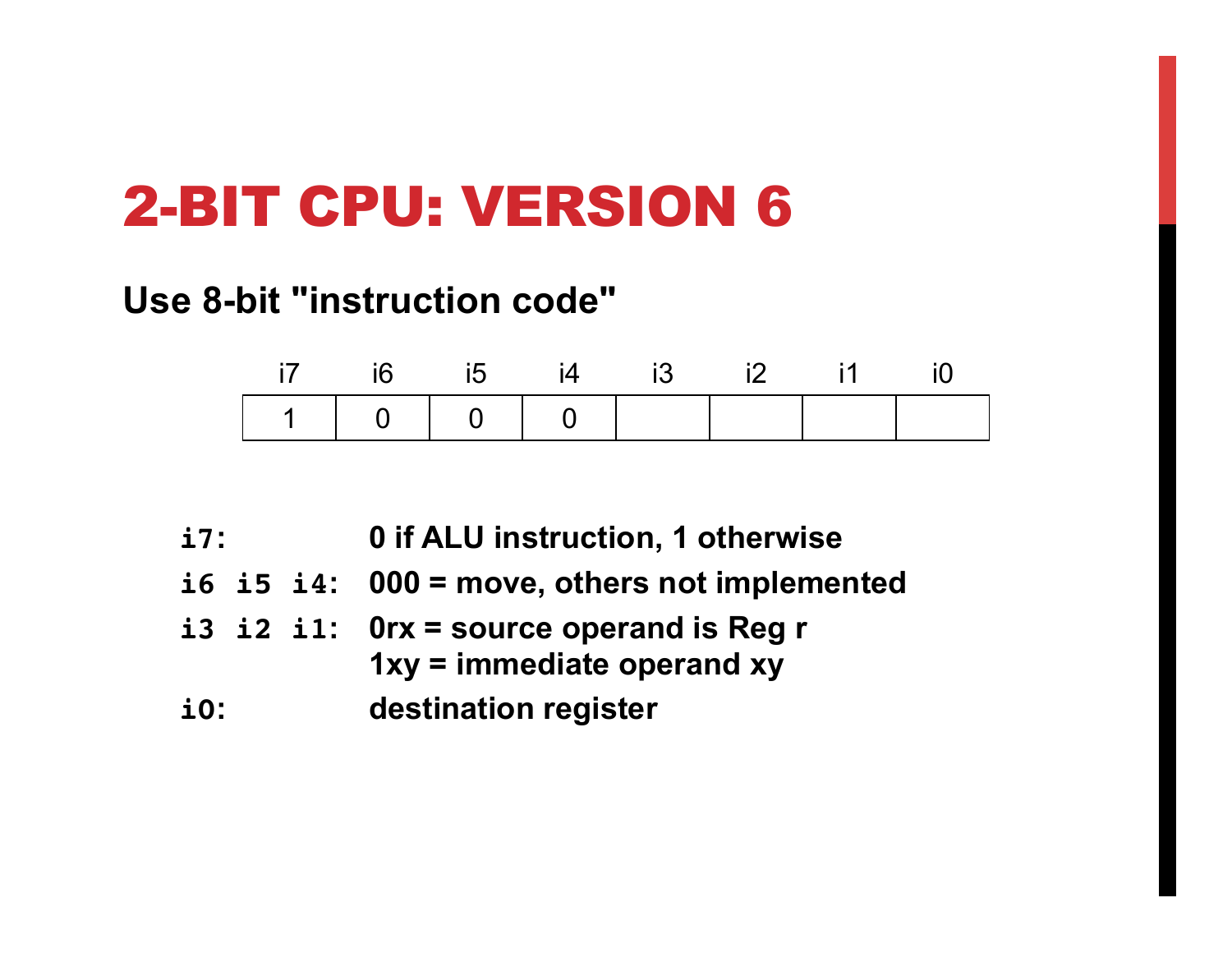# 2-BIT CPU: VERSION 6

**Use 8-bit "instruction code"**

| i7 | i6 | i5 | i4 | i3 | i2 | i1 | i0 |
|---|---|---|---|---|---|---|---|
| 1 | 0 | 0 | 0 | | | | |

| | |
|---|---|
| `i7:` | **0 if ALU instruction, 1 otherwise** |
| `i6 i5 i4:` | **000 = move, others not implemented** |
| `i3 i2 i1:` | **0rx = source operand is Reg r**<br>**1xy = immediate operand xy** |
| `i0:` | **destination register** |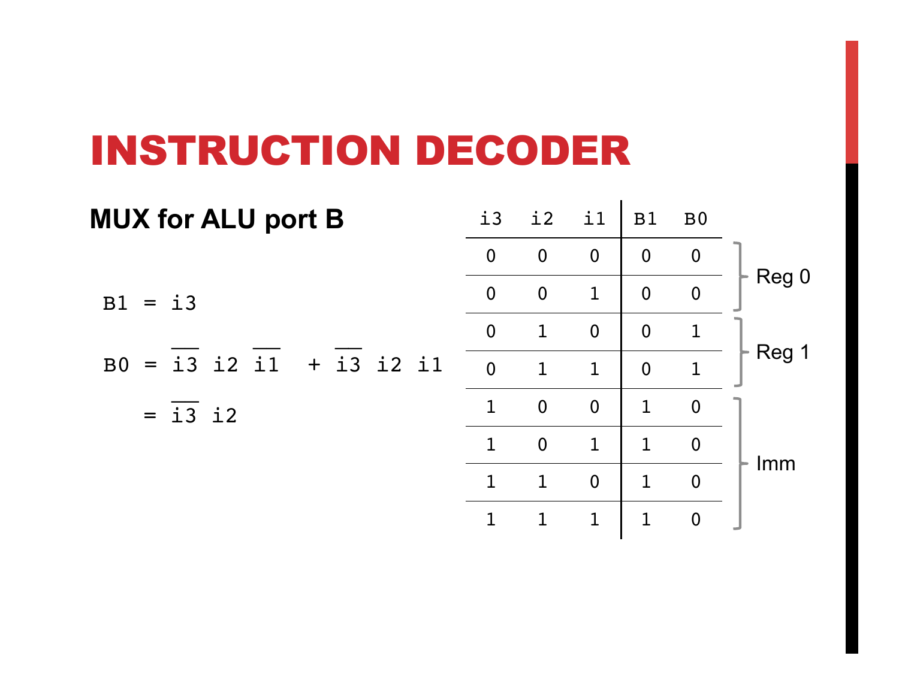# INSTRUCTION DECODER

## MUX for ALU port B

$$B1 = i3$$

$$B0 = \overline{i3}\ i2\ \overline{i1} + \overline{i3}\ i2\ i1$$

$$= \overline{i3}\ i2$$

| i3 | i2 | i1 | B1 | B0 | |
|---|---|---|---|---|---|
| 0 | 0 | 0 | 0 | 0 | Reg 0 |
| 0 | 0 | 1 | 0 | 0 | |
| 0 | 1 | 0 | 0 | 1 | Reg 1 |
| 0 | 1 | 1 | 0 | 1 | |
| 1 | 0 | 0 | 1 | 0 | Imm |
| 1 | 0 | 1 | 1 | 0 | |
| 1 | 1 | 0 | 1 | 0 | |
| 1 | 1 | 1 | 1 | 0 | |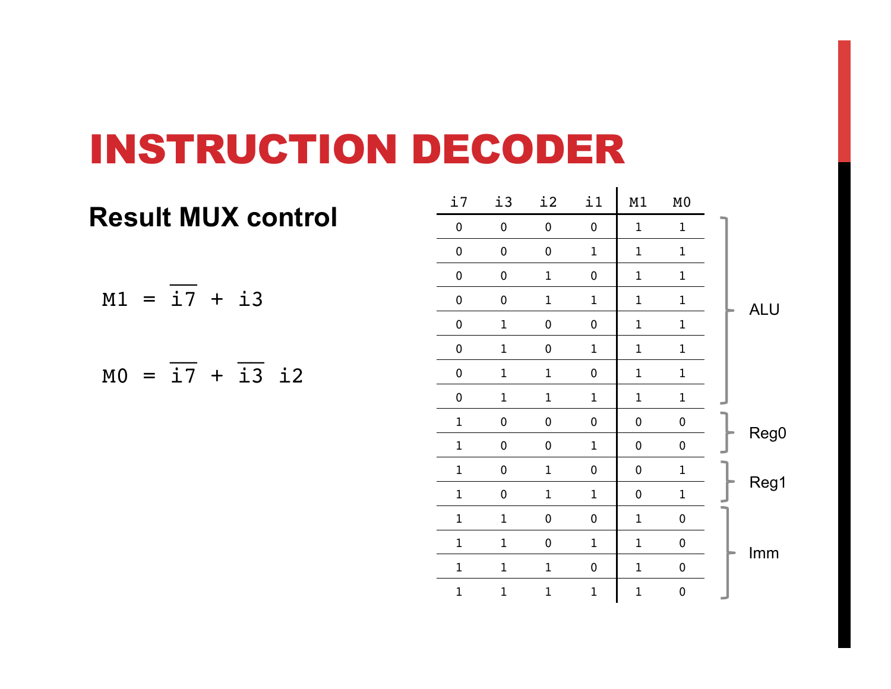# INSTRUCTION DECODER

## Result MUX control

$$M1 = \overline{i7} + i3$$

$$M0 = \overline{i7} + \overline{i3}\ i2$$

| i7 | i3 | i2 | i1 | M1 | M0 | |
|---|---|---|---|---|---|---|
| 0 | 0 | 0 | 0 | 1 | 1 | ALU |
| 0 | 0 | 0 | 1 | 1 | 1 | ALU |
| 0 | 0 | 1 | 0 | 1 | 1 | ALU |
| 0 | 0 | 1 | 1 | 1 | 1 | ALU |
| 0 | 1 | 0 | 0 | 1 | 1 | ALU |
| 0 | 1 | 0 | 1 | 1 | 1 | ALU |
| 0 | 1 | 1 | 0 | 1 | 1 | ALU |
| 0 | 1 | 1 | 1 | 1 | 1 | ALU |
| 1 | 0 | 0 | 0 | 0 | 0 | Reg0 |
| 1 | 0 | 0 | 1 | 0 | 0 | Reg0 |
| 1 | 0 | 1 | 0 | 0 | 1 | Reg1 |
| 1 | 0 | 1 | 1 | 0 | 1 | Reg1 |
| 1 | 1 | 0 | 0 | 1 | 0 | Imm |
| 1 | 1 | 0 | 1 | 1 | 0 | Imm |
| 1 | 1 | 1 | 0 | 1 | 0 | Imm |
| 1 | 1 | 1 | 1 | 1 | 0 | Imm |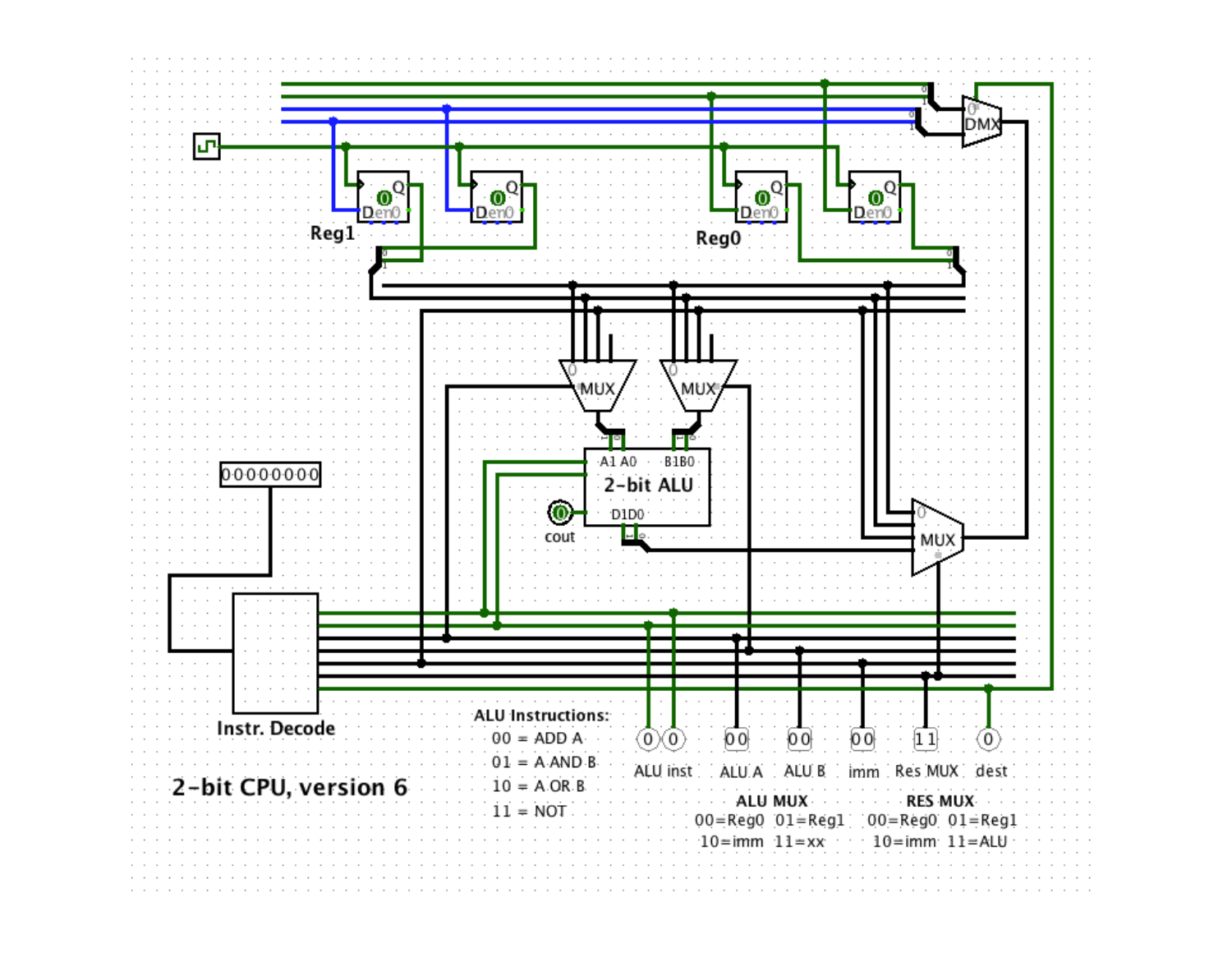2-bit CPU, version 6

Reg1

Reg0

DMX

MUX

MUX

MUX

2-bit ALU

A1 A0

B1B0

D1D0

cout

Instr. Decode

0000000

ALU Instructions:

00 = ADD A

01 = A AND B

10 = A OR B

11 = NOT

ALU inst

ALU A

ALU B

imm

Res MUX

dest

**ALU MUX**

00=Reg0 01=Reg1

10=imm 11=xx

**RES MUX**

00=Reg0 01=Reg1

10=imm 11=ALU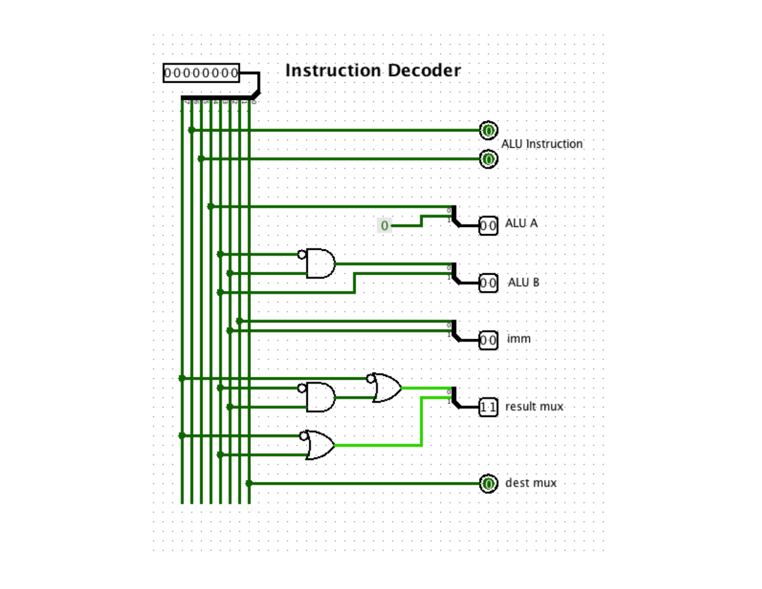# Instruction Decoder

ALU Instruction

ALU A

ALU B

imm

result mux

dest mux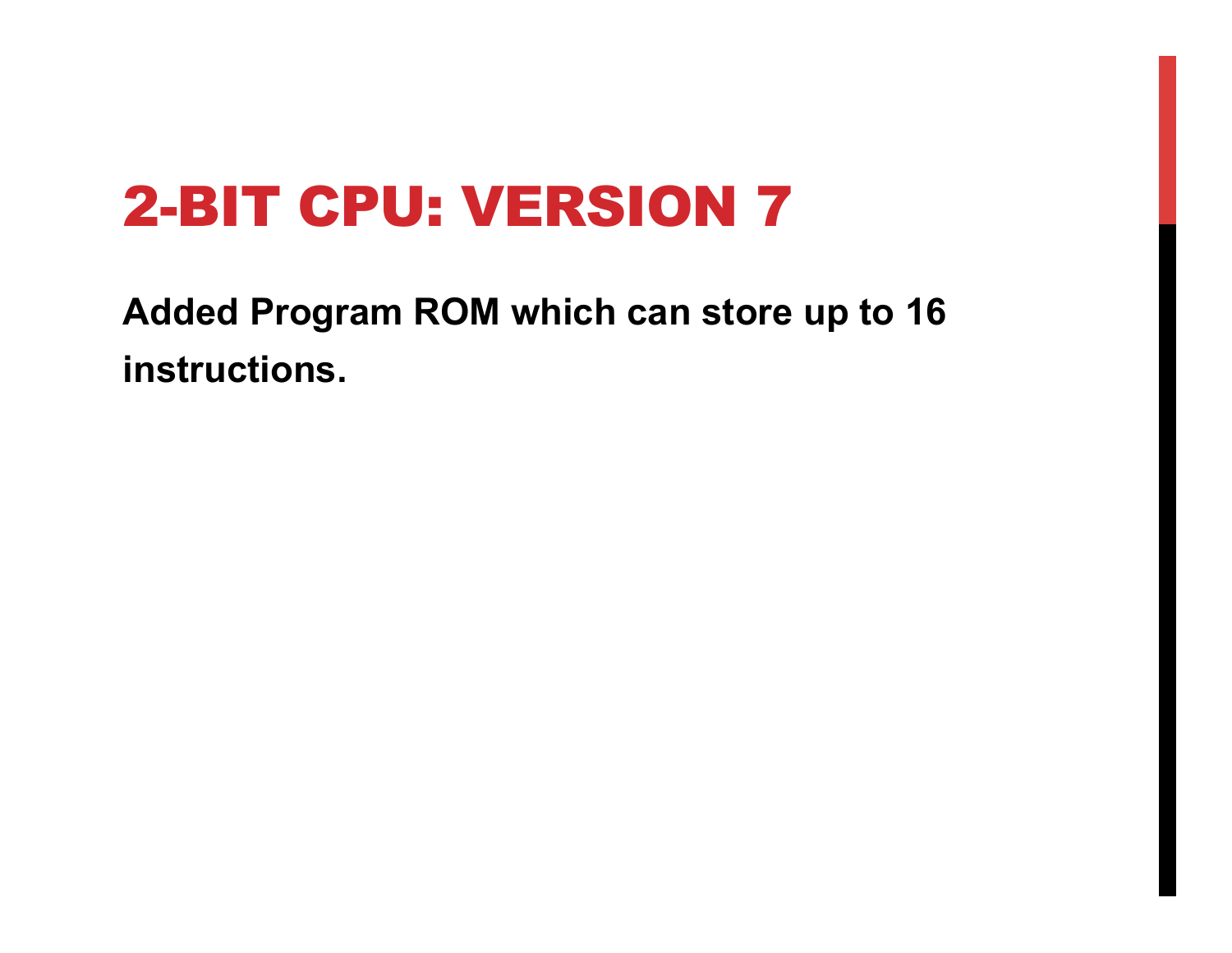# 2-BIT CPU: VERSION 7

**Added Program ROM which can store up to 16 instructions.**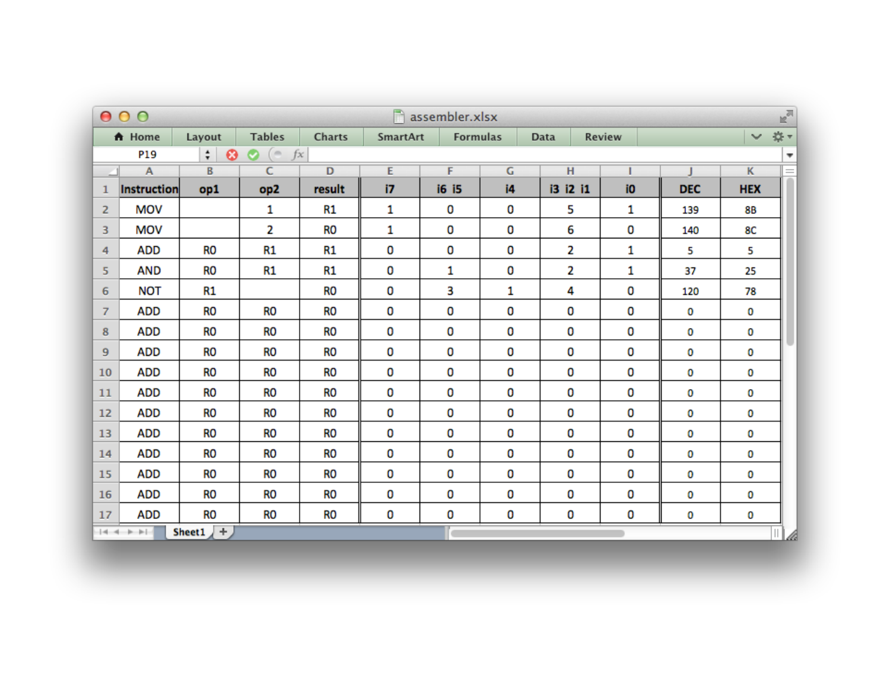| Instruction | op1 | op2 | result | i7 | i6 i5 | i4 | i3 i2 i1 | i0 | DEC | HEX |
|---|---|---|---|---|---|---|---|---|---|---|
| MOV | | 1 | R1 | 1 | 0 | 0 | 5 | 1 | 139 | 8B |
| MOV | | 2 | R0 | 1 | 0 | 0 | 6 | 0 | 140 | 8C |
| ADD | R0 | R1 | R1 | 0 | 0 | 0 | 2 | 1 | 5 | 5 |
| AND | R0 | R1 | R1 | 0 | 1 | 0 | 2 | 1 | 37 | 25 |
| NOT | R1 | | R0 | 0 | 3 | 1 | 4 | 0 | 120 | 78 |
| ADD | R0 | R0 | R0 | 0 | 0 | 0 | 0 | 0 | 0 | 0 |
| ADD | R0 | R0 | R0 | 0 | 0 | 0 | 0 | 0 | 0 | 0 |
| ADD | R0 | R0 | R0 | 0 | 0 | 0 | 0 | 0 | 0 | 0 |
| ADD | R0 | R0 | R0 | 0 | 0 | 0 | 0 | 0 | 0 | 0 |
| ADD | R0 | R0 | R0 | 0 | 0 | 0 | 0 | 0 | 0 | 0 |
| ADD | R0 | R0 | R0 | 0 | 0 | 0 | 0 | 0 | 0 | 0 |
| ADD | R0 | R0 | R0 | 0 | 0 | 0 | 0 | 0 | 0 | 0 |
| ADD | R0 | R0 | R0 | 0 | 0 | 0 | 0 | 0 | 0 | 0 |
| ADD | R0 | R0 | R0 | 0 | 0 | 0 | 0 | 0 | 0 | 0 |
| ADD | R0 | R0 | R0 | 0 | 0 | 0 | 0 | 0 | 0 | 0 |
| ADD | R0 | R0 | R0 | 0 | 0 | 0 | 0 | 0 | 0 | 0 |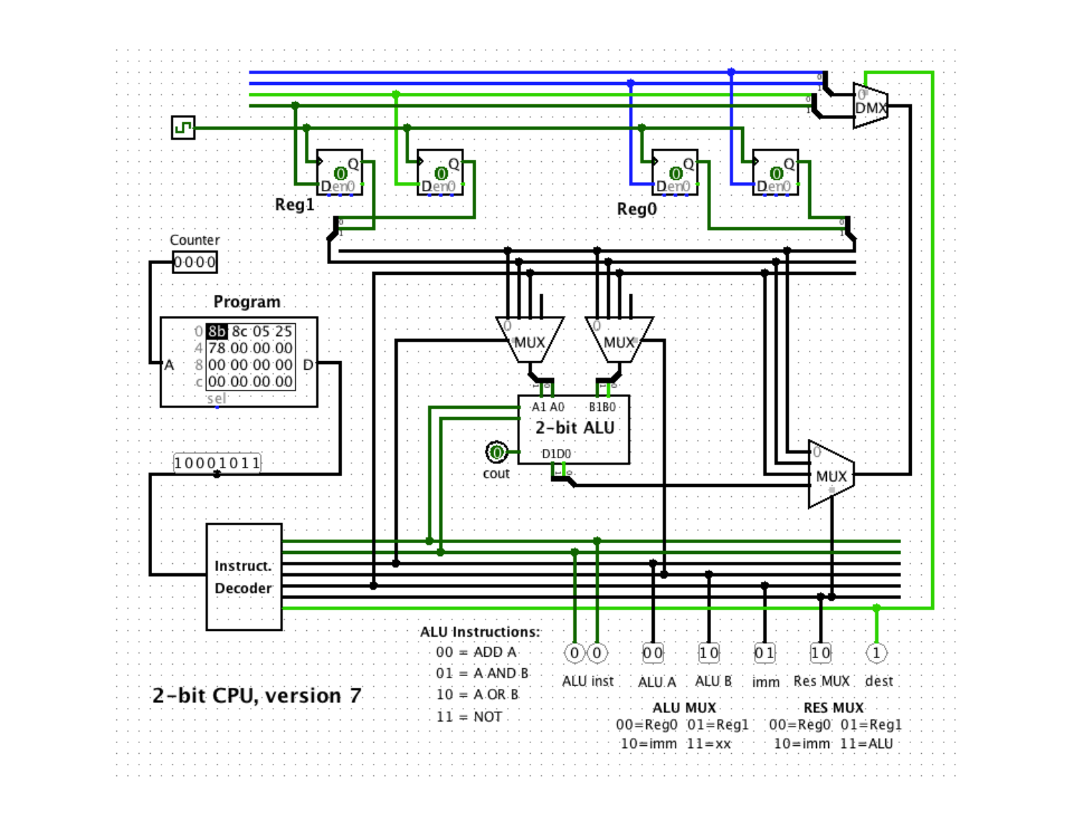Reg1

Reg0

DMX

Counter

0000

Program

| | | | | |
|---|---|---|---|---|
| 0 | 8b | 8c | 05 | 25 |
| 4 | 78 | 00 | 00 | 00 |
| 8 | 00 | 00 | 00 | 00 |
| c | 00 | 00 | 00 | 00 |

10001011

MUX

MUX

A1 A0

B1B0

2-bit ALU

D1D0

cout

MUX

Instruct. Decoder

ALU Instructions:

00 = ADD A

01 = A AND B

10 = A OR B

11 = NOT

| 0 0 | 00 | 10 | 01 | 10 | 1 |
|---|---|---|---|---|---|
| ALU inst | ALU A | ALU B | imm | Res MUX | dest |

**ALU MUX**

00=Reg0 01=Reg1

10=imm 11=xx

**RES MUX**

00=Reg0 01=Reg1

10=imm 11=ALU

2-bit CPU, version 7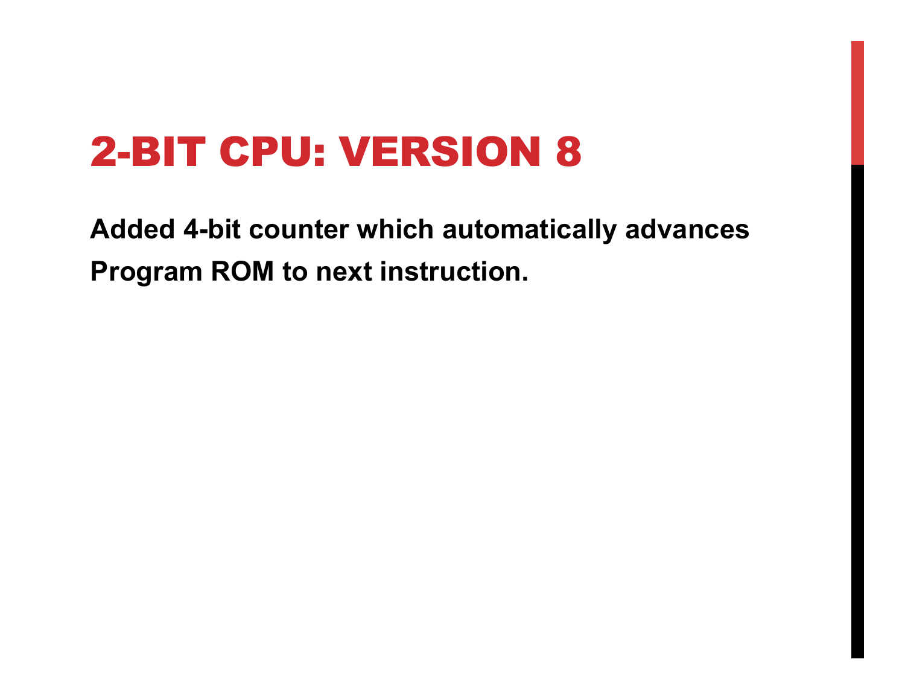# 2-BIT CPU: VERSION 8

**Added 4-bit counter which automatically advances Program ROM to next instruction.**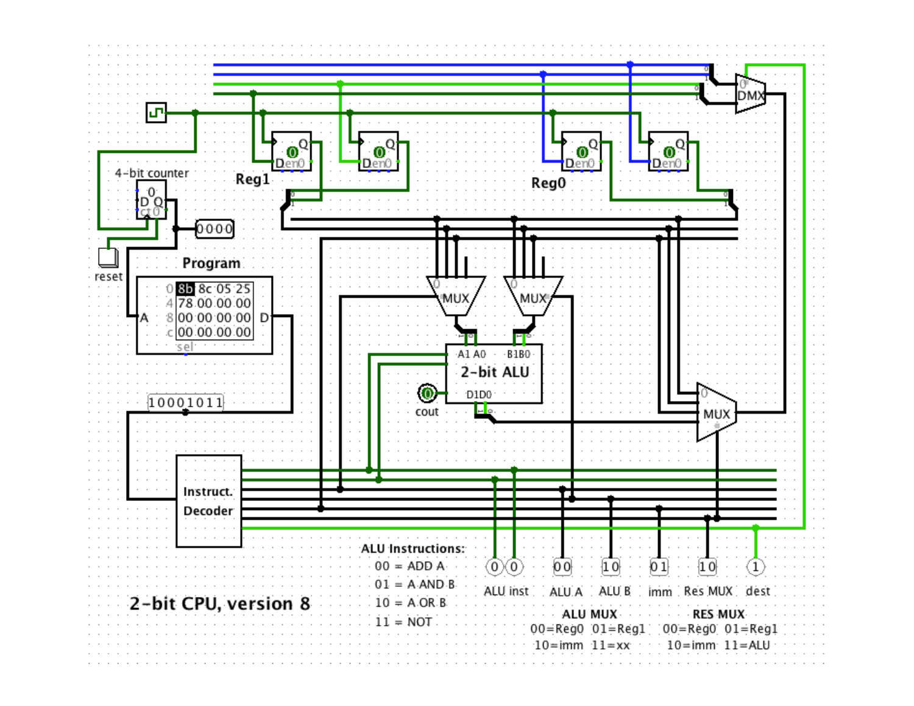Reg1

Reg0

DMX

4-bit counter

reset

0000

Program

| | | | | |
|---|---|---|---|---|
| 0 | 8b | 8c | 05 | 25 |
| 4 | 78 | 00 | 00 | 00 |
| 8 | 00 | 00 | 00 | 00 |
| c | 00 | 00 | 00 | 00 |

10001011

Instruct. Decoder

MUX

MUX

2-bit ALU

cout

MUX

**ALU Instructions:**

00 = ADD A

01 = A AND B

10 = A OR B

11 = NOT

| ALU inst | ALU A | ALU B | imm | Res MUX | dest |
|---|---|---|---|---|---|
| 0 0 | 00 | 10 | 01 | 10 | 1 |

**ALU MUX**

00=Reg0 01=Reg1

10=imm 11=xx

**RES MUX**

00=Reg0 01=Reg1

10=imm 11=ALU

**2-bit CPU, version 8**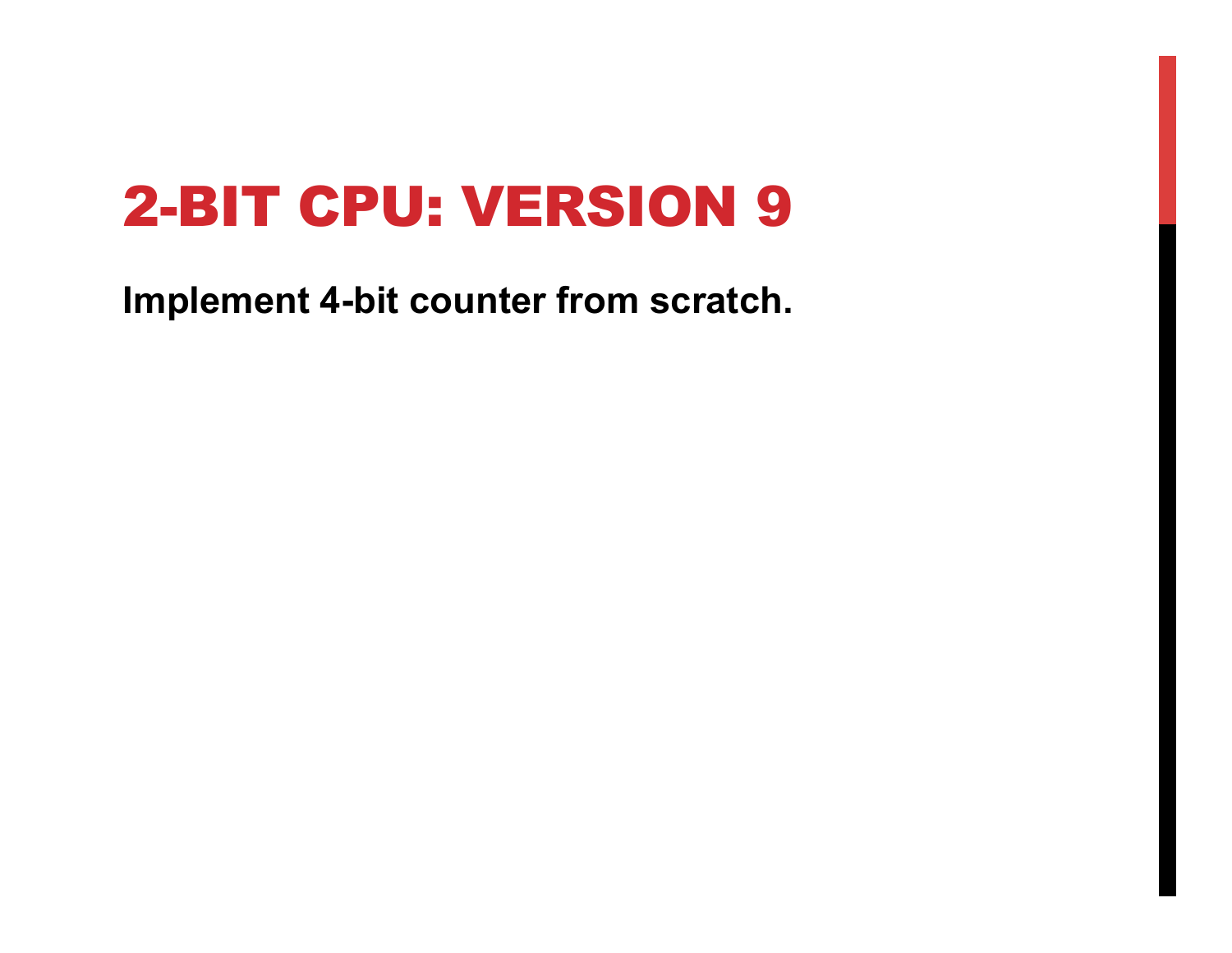# 2-BIT CPU: VERSION 9

**Implement 4-bit counter from scratch.**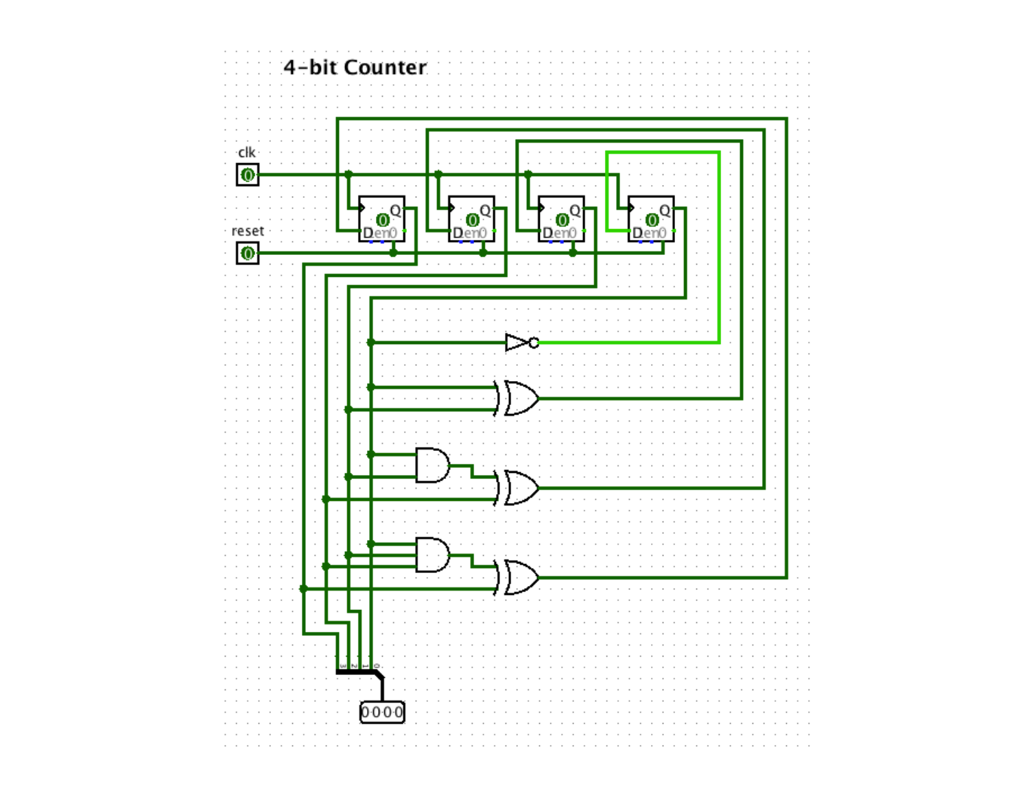# 4-bit Counter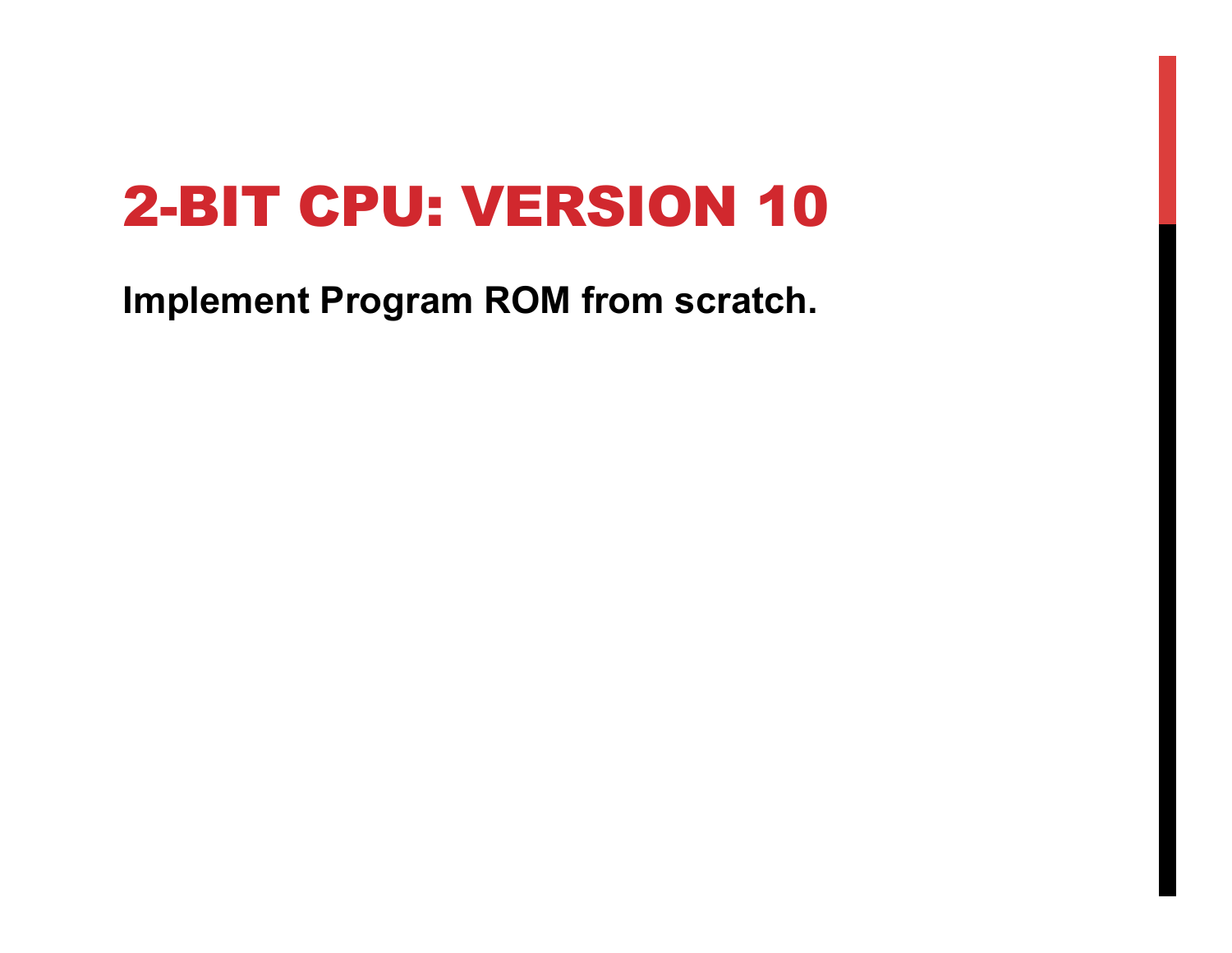# 2-BIT CPU: VERSION 10

**Implement Program ROM from scratch.**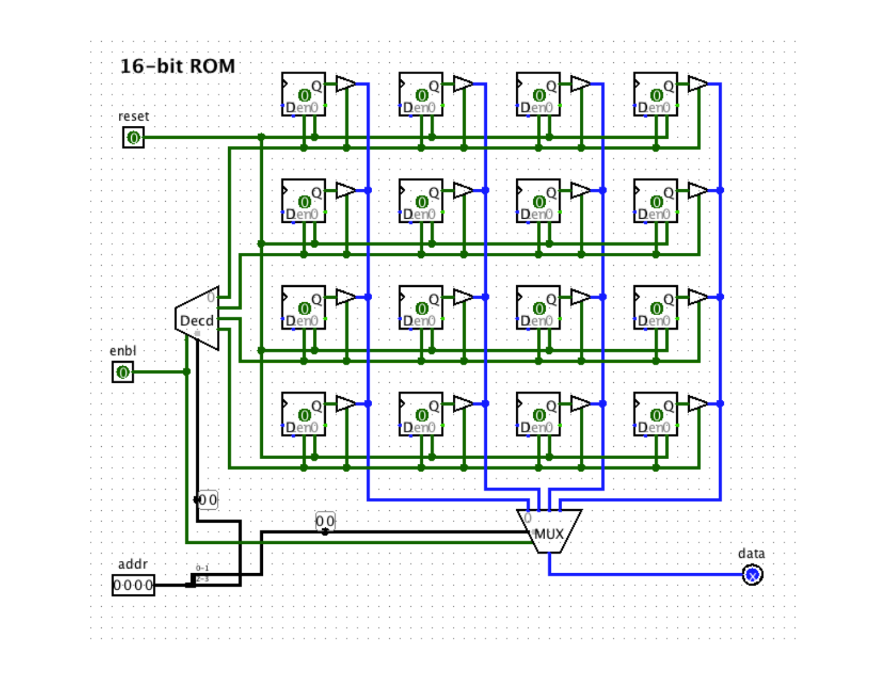# 16-bit ROM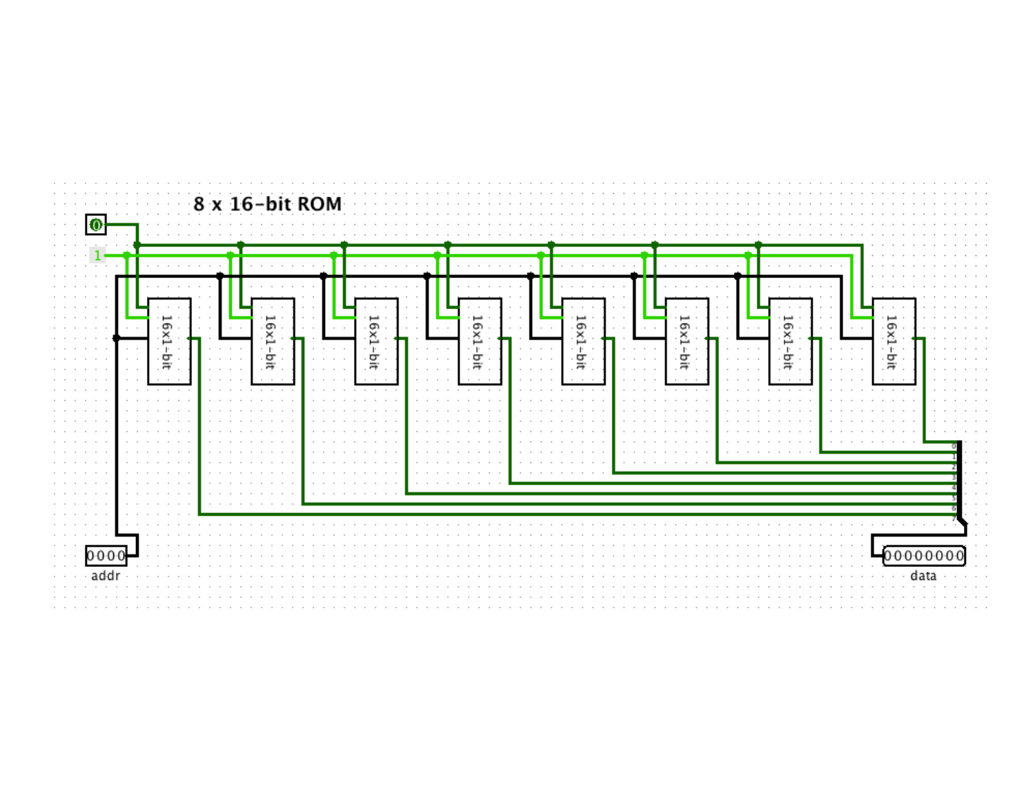8 x 16-bit ROM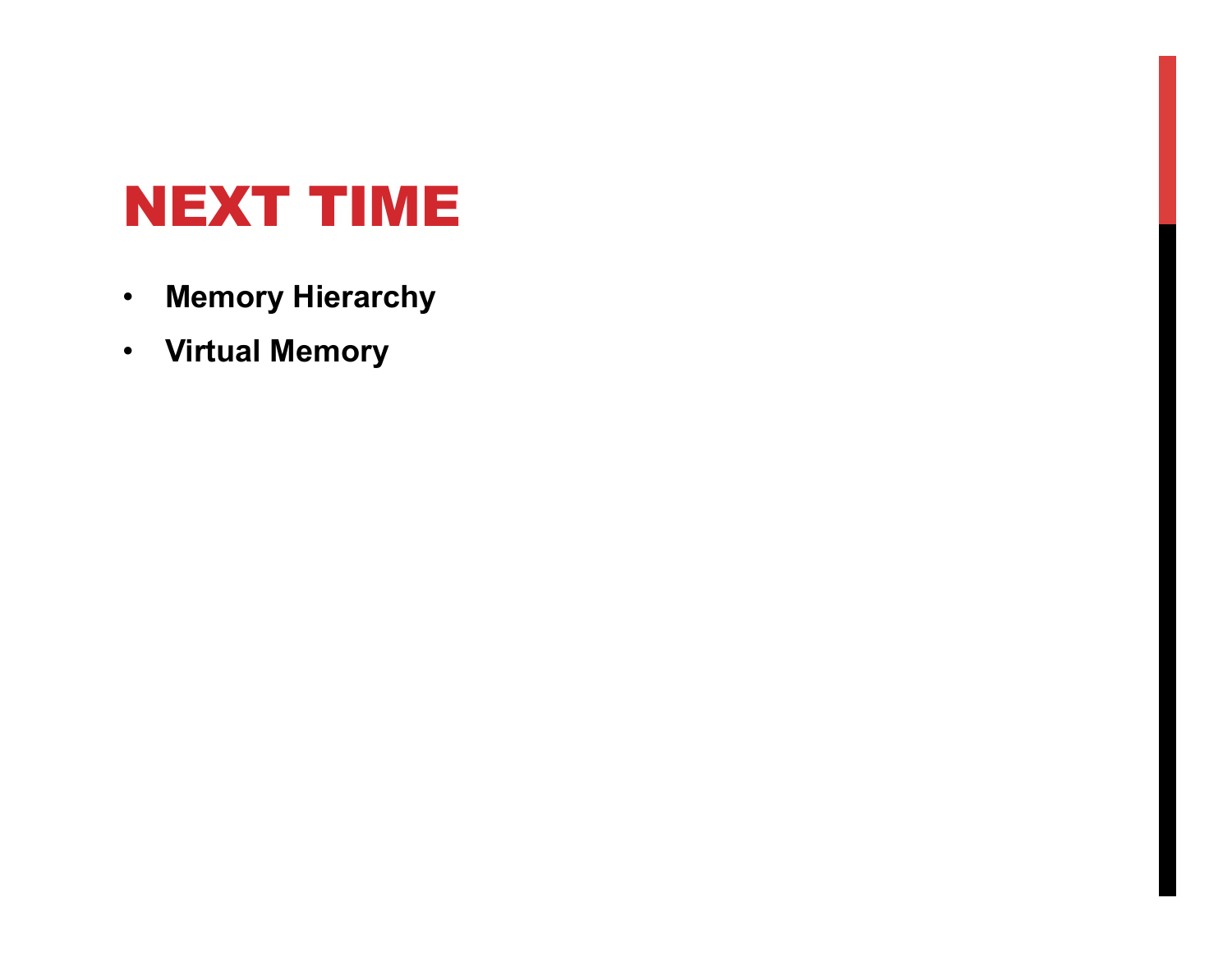# NEXT TIME

- **Memory Hierarchy**
- **Virtual Memory**